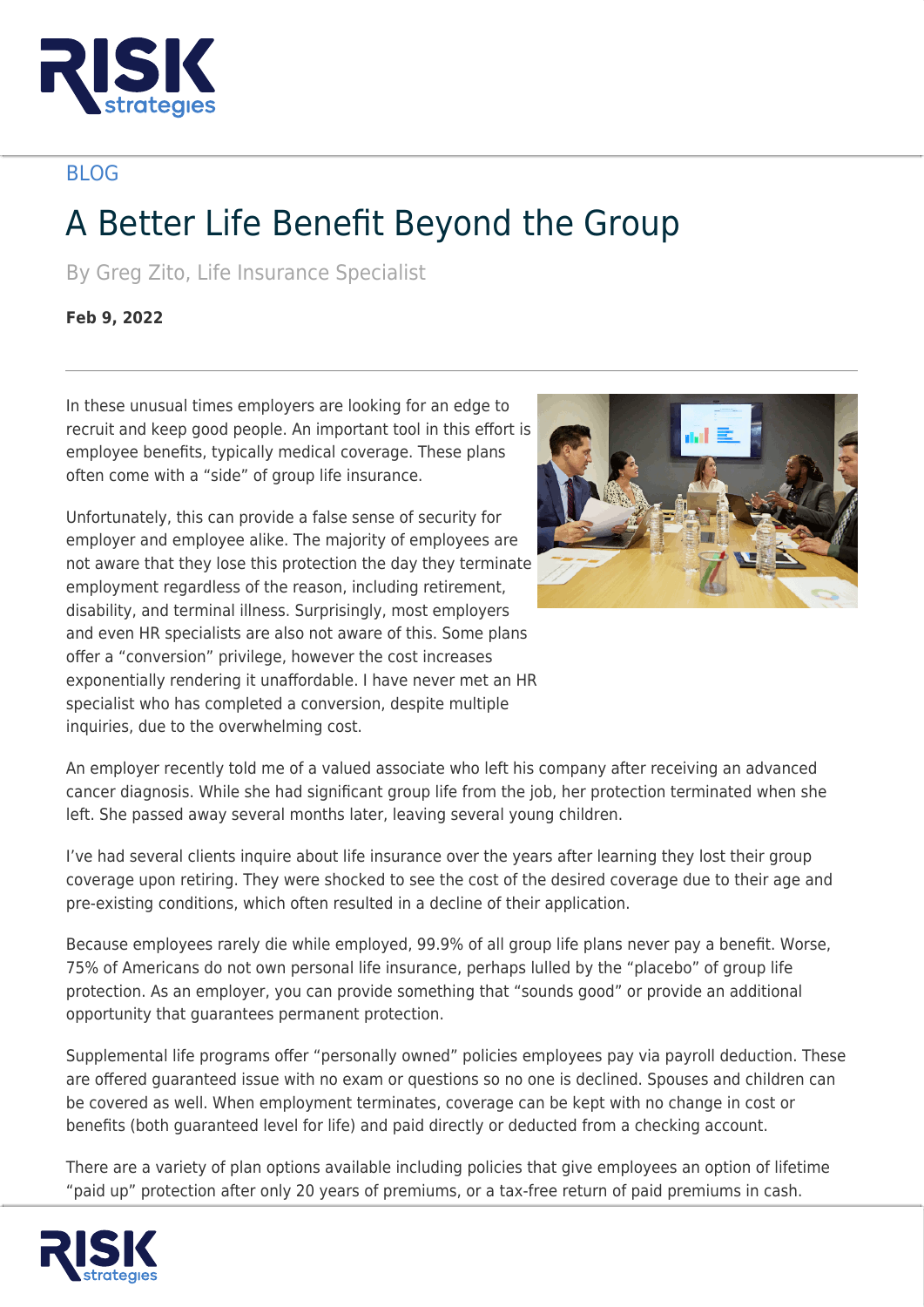BLOG

# A Better Life Benefit Beyond the Group

By Greg Zito, Life Insurance Specialist

**Feb 9, 2022**

In these unusual times employers are looking for an edge to recruit and keep good people. An important tool in this effort is employee benefits, typically medical coverage. These plans often come with a "side" of group life insurance.

Unfortunately, this can provide a false sense of security for employer and employee alike. The majority of employees are not aware that they lose this protection the day they terminate employment regardless of the reason, including retirement, disability, and terminal illness. Surprisingly, most employers and even HR specialists are also not aware of this. Some plans offer a "conversion" privilege, however the cost increases exponentially rendering it unaffordable. I have never met an HR specialist who has completed a conversion, despite multiple inquiries, due to the overwhelming cost.

An employer recently told me of a valued associate who left his company after receiving an advanced cancer diagnosis. While she had significant group life from the job, her protection terminated when she left. She passed away several months later, leaving several young children.

I've had several clients inquire about life insurance over the years after learning they lost their group coverage upon retiring. They were shocked to see the cost of the desired coverage due to their age and pre-existing conditions, which often resulted in a decline of their application.

Because employees rarely die while employed, 99.9% of all group life plans never pay a benefit. Worse, 75% of Americans do not own personal life insurance, perhaps lulled by the "placebo" of group life protection. As an employer, you can provide something that "sounds good" or provide an additional opportunity that guarantees permanent protection.

Supplemental life programs offer "personally owned" policies employees pay via payroll deduction. These are offered guaranteed issue with no exam or questions so no one is declined. Spouses and children can be covered as well. When employment terminates, coverage can be kept with no change in cost or benefits (both guaranteed level for life) and paid directly or deducted from a checking account.

There are a variety of plan options available including policies that give employees an option of lifetime "paid up" protection after only 20 years of premiums, or a tax-free return of paid premiums in cash.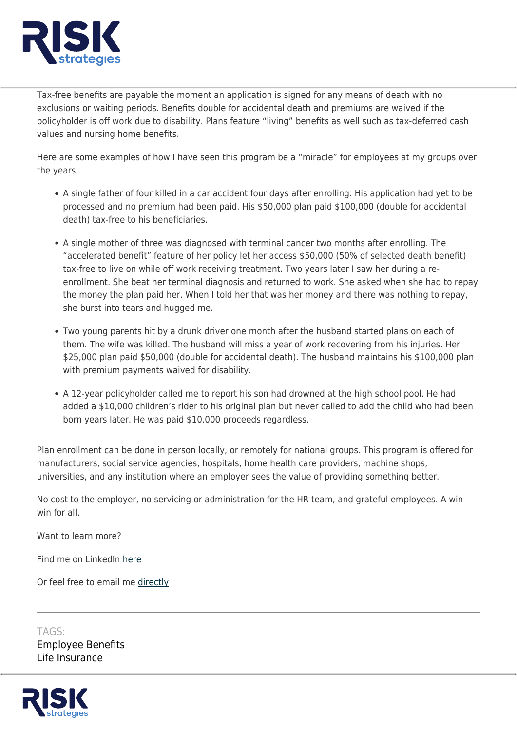Tax-free benefits are payable the moment an application is signed for any means of death with no exclusions or waiting periods. Benefits double for accidental death and premiums are waived if the policyholder is off work due to disability. Plans feature "living" benefits as well such as tax-deferred cash values and nursing home benefits.

Here are some examples of how I have seen this program be a "miracle" for employees at my groups over the years;

- A single father of four killed in a car accident four days after enrolling. His application had yet to be processed and no premium had been paid. His $50,000 plan paid $100,000 (double for accidental death) tax-free to his beneficiaries.
- A single mother of three was diagnosed with terminal cancer two months after enrolling. The "accelerated benefit" feature of her policy let her access $50,000 (50% of selected death benefit) tax-free to live on while off work receiving treatment. Two years later I saw her during a re-enrollment. She beat her terminal diagnosis and returned to work. She asked when she had to repay the money the plan paid her. When I told her that was her money and there was nothing to repay, she burst into tears and hugged me.
- Two young parents hit by a drunk driver one month after the husband started plans on each of them. The wife was killed. The husband will miss a year of work recovering from his injuries. Her $25,000 plan paid $50,000 (double for accidental death). The husband maintains his $100,000 plan with premium payments waived for disability.
- A 12-year policyholder called me to report his son had drowned at the high school pool. He had added a $10,000 children's rider to his original plan but never called to add the child who had been born years later. He was paid $10,000 proceeds regardless.

Plan enrollment can be done in person locally, or remotely for national groups. This program is offered for manufacturers, social service agencies, hospitals, home health care providers, machine shops, universities, and any institution where an employer sees the value of providing something better.

No cost to the employer, no servicing or administration for the HR team, and grateful employees. A win-win for all.

Want to learn more?

Find me on LinkedIn here

Or feel free to email me directly

---

TAGS:
Employee Benefits
Life Insurance